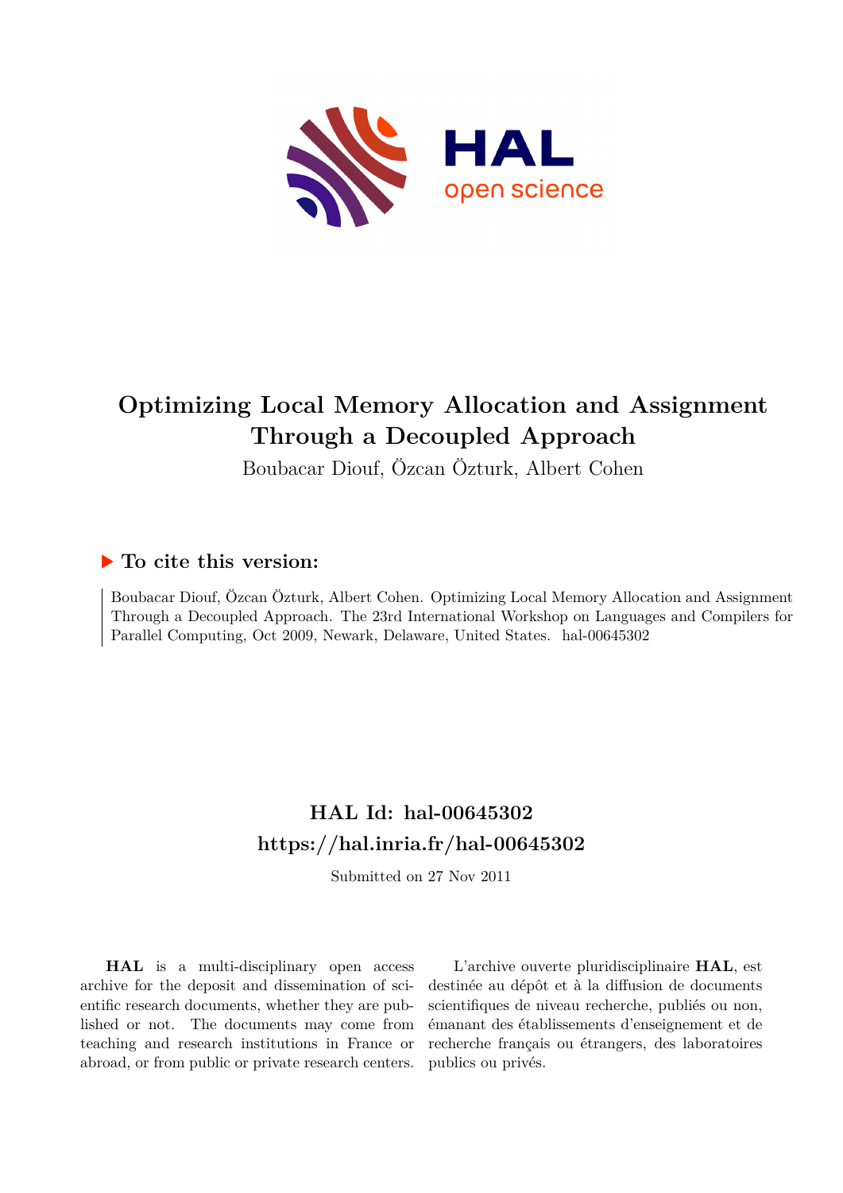# Optimizing Local Memory Allocation and Assignment Through a Decoupled Approach

Boubacar Diouf, Özcan Özturk, Albert Cohen

## ▶ To cite this version:

Boubacar Diouf, Özcan Özturk, Albert Cohen. Optimizing Local Memory Allocation and Assignment Through a Decoupled Approach. The 23rd International Workshop on Languages and Compilers for Parallel Computing, Oct 2009, Newark, Delaware, United States. hal-00645302

## HAL Id: hal-00645302
## https://hal.inria.fr/hal-00645302

Submitted on 27 Nov 2011

**HAL** is a multi-disciplinary open access archive for the deposit and dissemination of scientific research documents, whether they are published or not. The documents may come from teaching and research institutions in France or abroad, or from public or private research centers.

L'archive ouverte pluridisciplinaire **HAL**, est destinée au dépôt et à la diffusion de documents scientifiques de niveau recherche, publiés ou non, émanant des établissements d'enseignement et de recherche français ou étrangers, des laboratoires publics ou privés.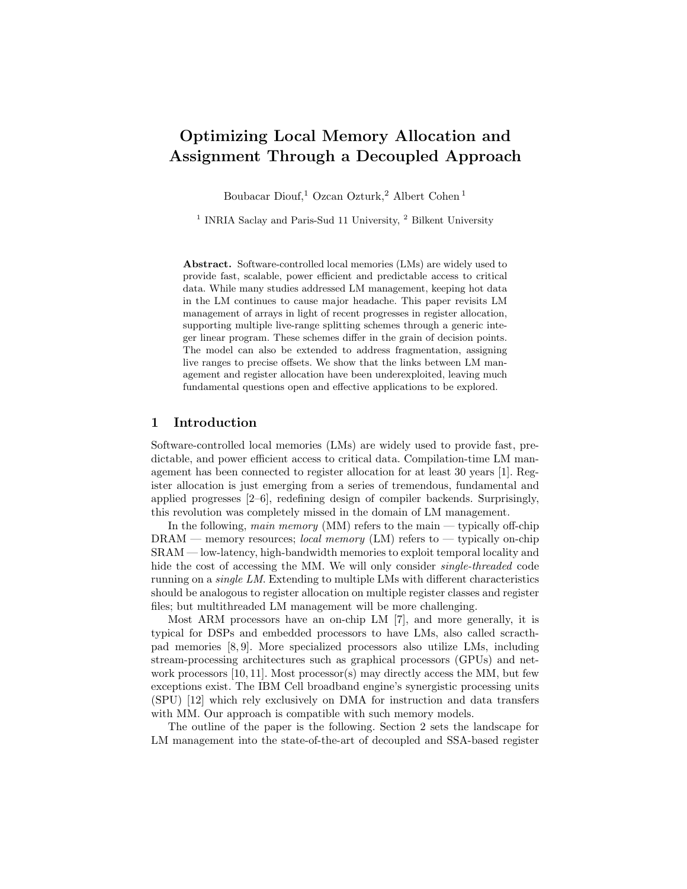# Optimizing Local Memory Allocation and Assignment Through a Decoupled Approach

Boubacar Diouf,[1] Ozcan Ozturk,[2] Albert Cohen[1]

[1] INRIA Saclay and Paris-Sud 11 University, [2] Bilkent University

**Abstract.** Software-controlled local memories (LMs) are widely used to provide fast, scalable, power efficient and predictable access to critical data. While many studies addressed LM management, keeping hot data in the LM continues to cause major headache. This paper revisits LM management of arrays in light of recent progresses in register allocation, supporting multiple live-range splitting schemes through a generic integer linear program. These schemes differ in the grain of decision points. The model can also be extended to address fragmentation, assigning live ranges to precise offsets. We show that the links between LM management and register allocation have been underexploited, leaving much fundamental questions open and effective applications to be explored.

## 1 Introduction

Software-controlled local memories (LMs) are widely used to provide fast, predictable, and power efficient access to critical data. Compilation-time LM management has been connected to register allocation for at least 30 years [1]. Register allocation is just emerging from a series of tremendous, fundamental and applied progresses [2–6], redefining design of compiler backends. Surprisingly, this revolution was completely missed in the domain of LM management.

In the following, *main memory* (MM) refers to the main — typically off-chip DRAM — memory resources; *local memory* (LM) refers to — typically on-chip SRAM — low-latency, high-bandwidth memories to exploit temporal locality and hide the cost of accessing the MM. We will only consider *single-threaded* code running on a *single LM*. Extending to multiple LMs with different characteristics should be analogous to register allocation on multiple register classes and register files; but multithreaded LM management will be more challenging.

Most ARM processors have an on-chip LM [7], and more generally, it is typical for DSPs and embedded processors to have LMs, also called scratchpad memories [8, 9]. More specialized processors also utilize LMs, including stream-processing architectures such as graphical processors (GPUs) and network processors [10, 11]. Most processor(s) may directly access the MM, but few exceptions exist. The IBM Cell broadband engine's synergistic processing units (SPU) [12] which rely exclusively on DMA for instruction and data transfers with MM. Our approach is compatible with such memory models.

The outline of the paper is the following. Section 2 sets the landscape for LM management into the state-of-the-art of decoupled and SSA-based register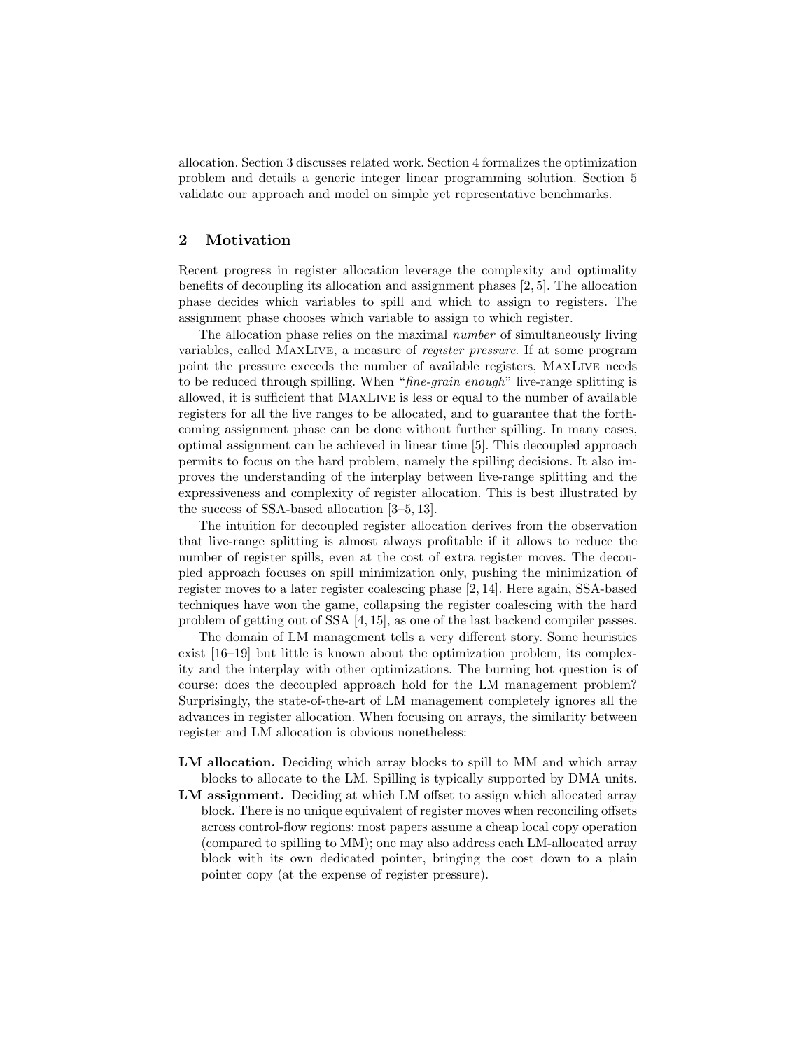allocation. Section 3 discusses related work. Section 4 formalizes the optimization problem and details a generic integer linear programming solution. Section 5 validate our approach and model on simple yet representative benchmarks.

## 2 Motivation

Recent progress in register allocation leverage the complexity and optimality benefits of decoupling its allocation and assignment phases [2, 5]. The allocation phase decides which variables to spill and which to assign to registers. The assignment phase chooses which variable to assign to which register.

The allocation phase relies on the maximal *number* of simultaneously living variables, called MaxLive, a measure of *register pressure*. If at some program point the pressure exceeds the number of available registers, MaxLive needs to be reduced through spilling. When "*fine-grain enough*" live-range splitting is allowed, it is sufficient that MaxLive is less or equal to the number of available registers for all the live ranges to be allocated, and to guarantee that the forthcoming assignment phase can be done without further spilling. In many cases, optimal assignment can be achieved in linear time [5]. This decoupled approach permits to focus on the hard problem, namely the spilling decisions. It also improves the understanding of the interplay between live-range splitting and the expressiveness and complexity of register allocation. This is best illustrated by the success of SSA-based allocation [3–5, 13].

The intuition for decoupled register allocation derives from the observation that live-range splitting is almost always profitable if it allows to reduce the number of register spills, even at the cost of extra register moves. The decoupled approach focuses on spill minimization only, pushing the minimization of register moves to a later register coalescing phase [2, 14]. Here again, SSA-based techniques have won the game, collapsing the register coalescing with the hard problem of getting out of SSA [4, 15], as one of the last backend compiler passes.

The domain of LM management tells a very different story. Some heuristics exist [16–19] but little is known about the optimization problem, its complexity and the interplay with other optimizations. The burning hot question is of course: does the decoupled approach hold for the LM management problem? Surprisingly, the state-of-the-art of LM management completely ignores all the advances in register allocation. When focusing on arrays, the similarity between register and LM allocation is obvious nonetheless:

- **LM allocation.** Deciding which array blocks to spill to MM and which array blocks to allocate to the LM. Spilling is typically supported by DMA units.
- **LM assignment.** Deciding at which LM offset to assign which allocated array block. There is no unique equivalent of register moves when reconciling offsets across control-flow regions: most papers assume a cheap local copy operation (compared to spilling to MM); one may also address each LM-allocated array block with its own dedicated pointer, bringing the cost down to a plain pointer copy (at the expense of register pressure).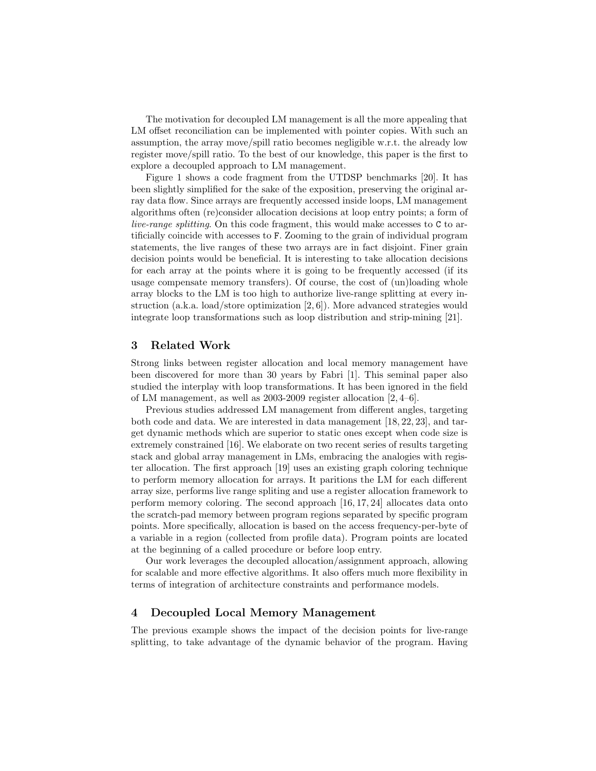The motivation for decoupled LM management is all the more appealing that LM offset reconciliation can be implemented with pointer copies. With such an assumption, the array move/spill ratio becomes negligible w.r.t. the already low register move/spill ratio. To the best of our knowledge, this paper is the first to explore a decoupled approach to LM management.

Figure 1 shows a code fragment from the UTDSP benchmarks [20]. It has been slightly simplified for the sake of the exposition, preserving the original array data flow. Since arrays are frequently accessed inside loops, LM management algorithms often (re)consider allocation decisions at loop entry points; a form of *live-range splitting*. On this code fragment, this would make accesses to `C` to artificially coincide with accesses to `F`. Zooming to the grain of individual program statements, the live ranges of these two arrays are in fact disjoint. Finer grain decision points would be beneficial. It is interesting to take allocation decisions for each array at the points where it is going to be frequently accessed (if its usage compensate memory transfers). Of course, the cost of (un)loading whole array blocks to the LM is too high to authorize live-range splitting at every instruction (a.k.a. load/store optimization [2, 6]). More advanced strategies would integrate loop transformations such as loop distribution and strip-mining [21].

## 3 Related Work

Strong links between register allocation and local memory management have been discovered for more than 30 years by Fabri [1]. This seminal paper also studied the interplay with loop transformations. It has been ignored in the field of LM management, as well as 2003-2009 register allocation [2, 4–6].

Previous studies addressed LM management from different angles, targeting both code and data. We are interested in data management [18, 22, 23], and target dynamic methods which are superior to static ones except when code size is extremely constrained [16]. We elaborate on two recent series of results targeting stack and global array management in LMs, embracing the analogies with register allocation. The first approach [19] uses an existing graph coloring technique to perform memory allocation for arrays. It paritions the LM for each different array size, performs live range spliting and use a register allocation framework to perform memory coloring. The second approach [16, 17, 24] allocates data onto the scratch-pad memory between program regions separated by specific program points. More specifically, allocation is based on the access frequency-per-byte of a variable in a region (collected from profile data). Program points are located at the beginning of a called procedure or before loop entry.

Our work leverages the decoupled allocation/assignment approach, allowing for scalable and more effective algorithms. It also offers much more flexibility in terms of integration of architecture constraints and performance models.

## 4 Decoupled Local Memory Management

The previous example shows the impact of the decision points for live-range splitting, to take advantage of the dynamic behavior of the program. Having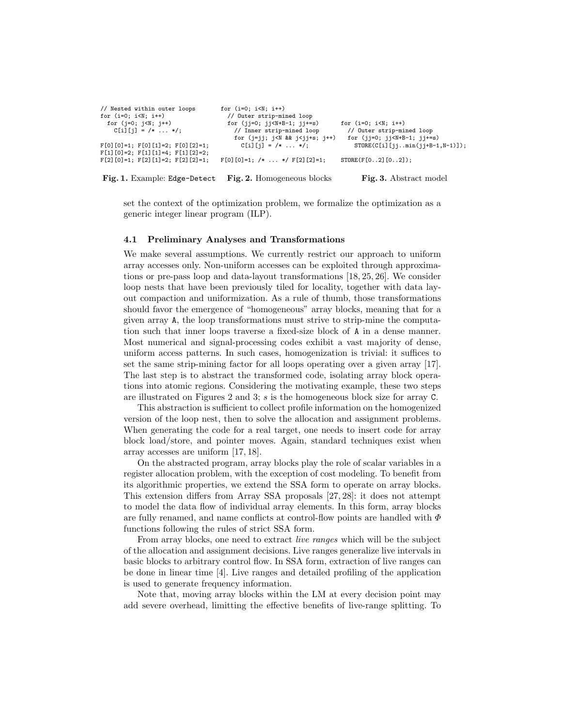```
// Nested within outer loops
for (i=0; i<N; i++)
  for (j=0; j<N; j++)
    C[i][j] = /* ... */;

F[0][0]=1; F[0][1]=2; F[0][2]=1;
F[1][0]=2; F[1][1]=4; F[1][2]=2;
F[2][0]=1; F[2][1]=2; F[2][2]=1;
```

**Fig. 1.** Example: Edge-Detect

```
for (i=0; i<N; i++)
  // Outer strip-mined loop
  for (jj=0; jj<N+B-1; jj+=s)
    // Inner strip-mined loop
    for (j=jj; j<N && j<jj+s; j++)
      C[i][j] = /* ... */;

F[0][0]=1; /* ... */ F[2][2]=1;
```

**Fig. 2.** Homogeneous blocks

```
for (i=0; i<N; i++)
  // Outer strip-mined loop
  for (jj=0; jj<N+B-1; jj+=s)
    STORE(C[i][jj..min(jj+B-1,N-1)]);

STORE(F[0..2][0..2]);
```

**Fig. 3.** Abstract model

set the context of the optimization problem, we formalize the optimization as a generic integer linear program (ILP).

### 4.1 Preliminary Analyses and Transformations

We make several assumptions. We currently restrict our approach to uniform array accesses only. Non-uniform accesses can be exploited through approximations or pre-pass loop and data-layout transformations [18, 25, 26]. We consider loop nests that have been previously tiled for locality, together with data layout compaction and uniformization. As a rule of thumb, those transformations should favor the emergence of "homogeneous" array blocks, meaning that for a given array A, the loop transformations must strive to strip-mine the computation such that inner loops traverse a fixed-size block of A in a dense manner. Most numerical and signal-processing codes exhibit a vast majority of dense, uniform access patterns. In such cases, homogenization is trivial: it suffices to set the same strip-mining factor for all loops operating over a given array [17]. The last step is to abstract the transformed code, isolating array block operations into atomic regions. Considering the motivating example, these two steps are illustrated on Figures 2 and 3; $s$ is the homogeneous block size for array C.

This abstraction is sufficient to collect profile information on the homogenized version of the loop nest, then to solve the allocation and assignment problems. When generating the code for a real target, one needs to insert code for array block load/store, and pointer moves. Again, standard techniques exist when array accesses are uniform [17, 18].

On the abstracted program, array blocks play the role of scalar variables in a register allocation problem, with the exception of cost modeling. To benefit from its algorithmic properties, we extend the SSA form to operate on array blocks. This extension differs from Array SSA proposals [27, 28]: it does not attempt to model the data flow of individual array elements. In this form, array blocks are fully renamed, and name conflicts at control-flow points are handled with $\Phi$ functions following the rules of strict SSA form.

From array blocks, one need to extract *live ranges* which will be the subject of the allocation and assignment decisions. Live ranges generalize live intervals in basic blocks to arbitrary control flow. In SSA form, extraction of live ranges can be done in linear time [4]. Live ranges and detailed profiling of the application is used to generate frequency information.

Note that, moving array blocks within the LM at every decision point may add severe overhead, limitting the effective benefits of live-range splitting. To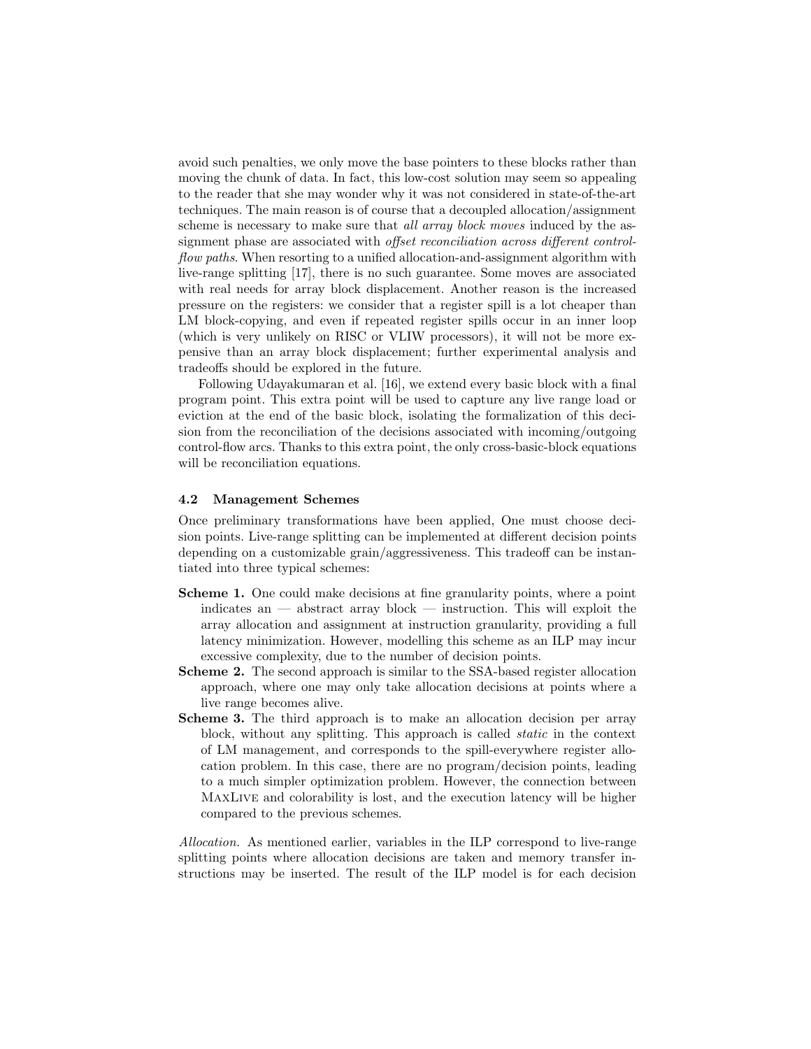avoid such penalties, we only move the base pointers to these blocks rather than moving the chunk of data. In fact, this low-cost solution may seem so appealing to the reader that she may wonder why it was not considered in state-of-the-art techniques. The main reason is of course that a decoupled allocation/assignment scheme is necessary to make sure that *all array block moves* induced by the assignment phase are associated with *offset reconciliation across different control-flow paths*. When resorting to a unified allocation-and-assignment algorithm with live-range splitting [17], there is no such guarantee. Some moves are associated with real needs for array block displacement. Another reason is the increased pressure on the registers: we consider that a register spill is a lot cheaper than LM block-copying, and even if repeated register spills occur in an inner loop (which is very unlikely on RISC or VLIW processors), it will not be more expensive than an array block displacement; further experimental analysis and tradeoffs should be explored in the future.

Following Udayakumaran et al. [16], we extend every basic block with a final program point. This extra point will be used to capture any live range load or eviction at the end of the basic block, isolating the formalization of this decision from the reconciliation of the decisions associated with incoming/outgoing control-flow arcs. Thanks to this extra point, the only cross-basic-block equations will be reconciliation equations.

### 4.2 Management Schemes

Once preliminary transformations have been applied, One must choose decision points. Live-range splitting can be implemented at different decision points depending on a customizable grain/aggressiveness. This tradeoff can be instantiated into three typical schemes:

- **Scheme 1.** One could make decisions at fine granularity points, where a point indicates an — abstract array block — instruction. This will exploit the array allocation and assignment at instruction granularity, providing a full latency minimization. However, modelling this scheme as an ILP may incur excessive complexity, due to the number of decision points.
- **Scheme 2.** The second approach is similar to the SSA-based register allocation approach, where one may only take allocation decisions at points where a live range becomes alive.
- **Scheme 3.** The third approach is to make an allocation decision per array block, without any splitting. This approach is called *static* in the context of LM management, and corresponds to the spill-everywhere register allocation problem. In this case, there are no program/decision points, leading to a much simpler optimization problem. However, the connection between MaxLive and colorability is lost, and the execution latency will be higher compared to the previous schemes.

*Allocation.* As mentioned earlier, variables in the ILP correspond to live-range splitting points where allocation decisions are taken and memory transfer instructions may be inserted. The result of the ILP model is for each decision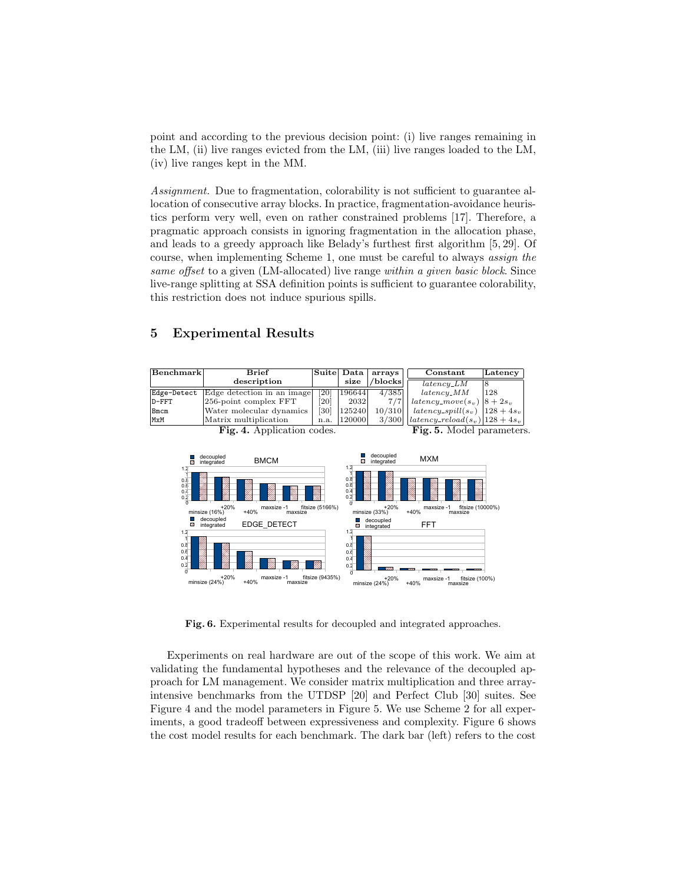point and according to the previous decision point: (i) live ranges remaining in the LM, (ii) live ranges evicted from the LM, (iii) live ranges loaded to the LM, (iv) live ranges kept in the MM.

*Assignment.* Due to fragmentation, colorability is not sufficient to guarantee allocation of consecutive array blocks. In practice, fragmentation-avoidance heuristics perform very well, even on rather constrained problems [17]. Therefore, a pragmatic approach consists in ignoring fragmentation in the allocation phase, and leads to a greedy approach like Belady's furthest first algorithm [5, 29]. Of course, when implementing Scheme 1, one must be careful to always *assign the same offset* to a given (LM-allocated) live range *within a given basic block*. Since live-range splitting at SSA definition points is sufficient to guarantee colorability, this restriction does not induce spurious spills.

## 5 Experimental Results

| Benchmark | Brief description | Suite | Data size | arrays /blocks |
|---|---|---|---|---|
| Edge-Detect | Edge detection in an image | [20] | 196644 | 4/385 |
| D-FFT | 256-point complex FFT | [20] | 2032 | 7/7 |
| Bmcm | Water molecular dynamics | [30] | 125240 | 10/310 |
| MxM | Matrix multiplication | n.a. | 120000 | 3/300 |

**Fig. 4.** Application codes.

| Constant | Latency |
|---|---|
| $latency\_LM$ | 8 |
| $latency\_MM$ | 128 |
| $latency\_move(s_v)$ | $8 + 2s_v$ |
| $latency\_spill(s_v)$ | $128 + 4s_v$ |
| $latency\_reload(s_v)$ | $128 + 4s_v$ |

**Fig. 5.** Model parameters.

**Fig. 6.** Experimental results for decoupled and integrated approaches.

Experiments on real hardware are out of the scope of this work. We aim at validating the fundamental hypotheses and the relevance of the decoupled approach for LM management. We consider matrix multiplication and three array-intensive benchmarks from the UTDSP [20] and Perfect Club [30] suites. See Figure 4 and the model parameters in Figure 5. We use Scheme 2 for all experiments, a good tradeoff between expressiveness and complexity. Figure 6 shows the cost model results for each benchmark. The dark bar (left) refers to the cost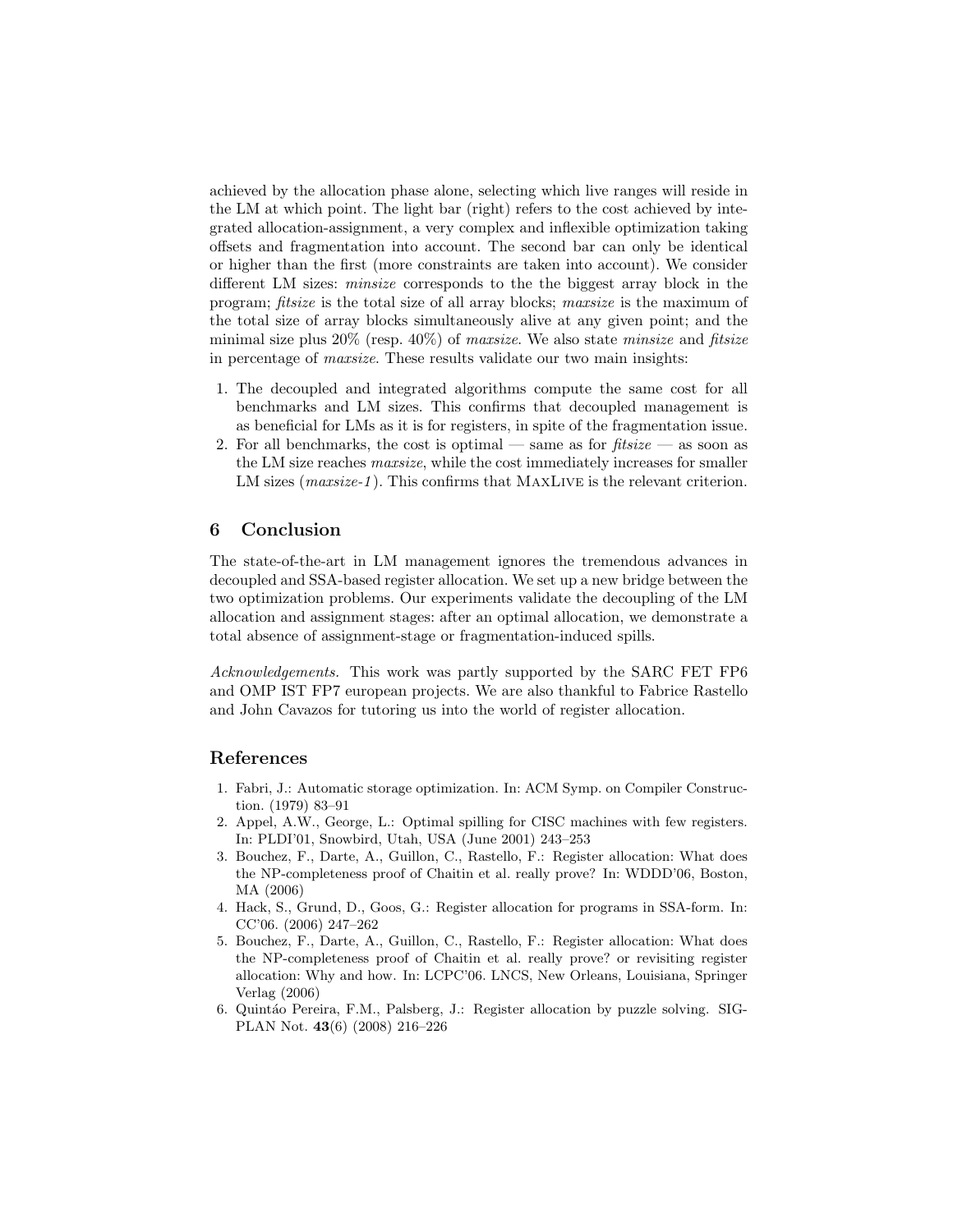achieved by the allocation phase alone, selecting which live ranges will reside in the LM at which point. The light bar (right) refers to the cost achieved by integrated allocation-assignment, a very complex and inflexible optimization taking offsets and fragmentation into account. The second bar can only be identical or higher than the first (more constraints are taken into account). We consider different LM sizes: *minsize* corresponds to the the biggest array block in the program; *fitsize* is the total size of all array blocks; *maxsize* is the maximum of the total size of array blocks simultaneously alive at any given point; and the minimal size plus 20% (resp. 40%) of *maxsize*. We also state *minsize* and *fitsize* in percentage of *maxsize*. These results validate our two main insights:

1. The decoupled and integrated algorithms compute the same cost for all benchmarks and LM sizes. This confirms that decoupled management is as beneficial for LMs as it is for registers, in spite of the fragmentation issue.
2. For all benchmarks, the cost is optimal — same as for *fitsize* — as soon as the LM size reaches *maxsize*, while the cost immediately increases for smaller LM sizes (*maxsize-1*). This confirms that MaxLive is the relevant criterion.

## 6 Conclusion

The state-of-the-art in LM management ignores the tremendous advances in decoupled and SSA-based register allocation. We set up a new bridge between the two optimization problems. Our experiments validate the decoupling of the LM allocation and assignment stages: after an optimal allocation, we demonstrate a total absence of assignment-stage or fragmentation-induced spills.

*Acknowledgements.* This work was partly supported by the SARC FET FP6 and OMP IST FP7 european projects. We are also thankful to Fabrice Rastello and John Cavazos for tutoring us into the world of register allocation.

## References

1. Fabri, J.: Automatic storage optimization. In: ACM Symp. on Compiler Construction. (1979) 83–91
2. Appel, A.W., George, L.: Optimal spilling for CISC machines with few registers. In: PLDI'01, Snowbird, Utah, USA (June 2001) 243–253
3. Bouchez, F., Darte, A., Guillon, C., Rastello, F.: Register allocation: What does the NP-completeness proof of Chaitin et al. really prove? In: WDDD'06, Boston, MA (2006)
4. Hack, S., Grund, D., Goos, G.: Register allocation for programs in SSA-form. In: CC'06. (2006) 247–262
5. Bouchez, F., Darte, A., Guillon, C., Rastello, F.: Register allocation: What does the NP-completeness proof of Chaitin et al. really prove? or revisiting register allocation: Why and how. In: LCPC'06. LNCS, New Orleans, Louisiana, Springer Verlag (2006)
6. Quintáo Pereira, F.M., Palsberg, J.: Register allocation by puzzle solving. SIGPLAN Not. **43**(6) (2008) 216–226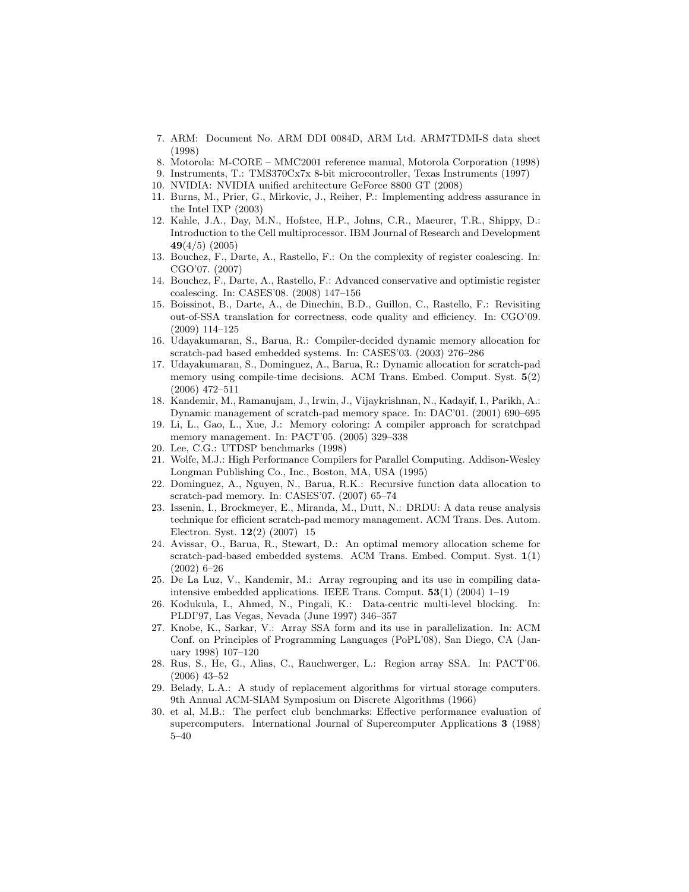7. ARM: Document No. ARM DDI 0084D, ARM Ltd. ARM7TDMI-S data sheet (1998)
8. Motorola: M-CORE – MMC2001 reference manual, Motorola Corporation (1998)
9. Instruments, T.: TMS370Cx7x 8-bit microcontroller, Texas Instruments (1997)
10. NVIDIA: NVIDIA unified architecture GeForce 8800 GT (2008)
11. Burns, M., Prier, G., Mirkovic, J., Reiher, P.: Implementing address assurance in the Intel IXP (2003)
12. Kahle, J.A., Day, M.N., Hofstee, H.P., Johns, C.R., Maeurer, T.R., Shippy, D.: Introduction to the Cell multiprocessor. IBM Journal of Research and Development **49**(4/5) (2005)
13. Bouchez, F., Darte, A., Rastello, F.: On the complexity of register coalescing. In: CGO'07. (2007)
14. Bouchez, F., Darte, A., Rastello, F.: Advanced conservative and optimistic register coalescing. In: CASES'08. (2008) 147–156
15. Boissinot, B., Darte, A., de Dinechin, B.D., Guillon, C., Rastello, F.: Revisiting out-of-SSA translation for correctness, code quality and efficiency. In: CGO'09. (2009) 114–125
16. Udayakumaran, S., Barua, R.: Compiler-decided dynamic memory allocation for scratch-pad based embedded systems. In: CASES'03. (2003) 276–286
17. Udayakumaran, S., Dominguez, A., Barua, R.: Dynamic allocation for scratch-pad memory using compile-time decisions. ACM Trans. Embed. Comput. Syst. **5**(2) (2006) 472–511
18. Kandemir, M., Ramanujam, J., Irwin, J., Vijaykrishnan, N., Kadayif, I., Parikh, A.: Dynamic management of scratch-pad memory space. In: DAC'01. (2001) 690–695
19. Li, L., Gao, L., Xue, J.: Memory coloring: A compiler approach for scratchpad memory management. In: PACT'05. (2005) 329–338
20. Lee, C.G.: UTDSP benchmarks (1998)
21. Wolfe, M.J.: High Performance Compilers for Parallel Computing. Addison-Wesley Longman Publishing Co., Inc., Boston, MA, USA (1995)
22. Dominguez, A., Nguyen, N., Barua, R.K.: Recursive function data allocation to scratch-pad memory. In: CASES'07. (2007) 65–74
23. Issenin, I., Brockmeyer, E., Miranda, M., Dutt, N.: DRDU: A data reuse analysis technique for efficient scratch-pad memory management. ACM Trans. Des. Autom. Electron. Syst. **12**(2) (2007) 15
24. Avissar, O., Barua, R., Stewart, D.: An optimal memory allocation scheme for scratch-pad-based embedded systems. ACM Trans. Embed. Comput. Syst. **1**(1) (2002) 6–26
25. De La Luz, V., Kandemir, M.: Array regrouping and its use in compiling data-intensive embedded applications. IEEE Trans. Comput. **53**(1) (2004) 1–19
26. Kodukula, I., Ahmed, N., Pingali, K.: Data-centric multi-level blocking. In: PLDI'97, Las Vegas, Nevada (June 1997) 346–357
27. Knobe, K., Sarkar, V.: Array SSA form and its use in parallelization. In: ACM Conf. on Principles of Programming Languages (PoPL'08), San Diego, CA (January 1998) 107–120
28. Rus, S., He, G., Alias, C., Rauchwerger, L.: Region array SSA. In: PACT'06. (2006) 43–52
29. Belady, L.A.: A study of replacement algorithms for virtual storage computers. 9th Annual ACM-SIAM Symposium on Discrete Algorithms (1966)
30. et al, M.B.: The perfect club benchmarks: Effective performance evaluation of supercomputers. International Journal of Supercomputer Applications **3** (1988) 5–40